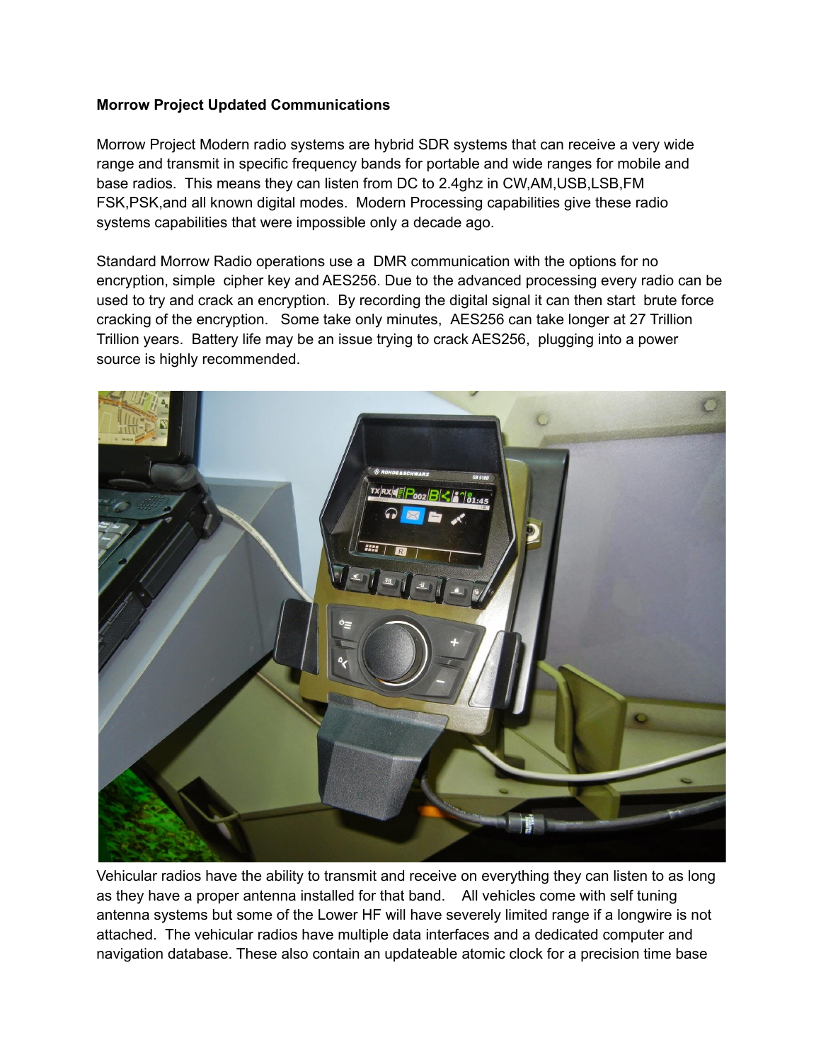**Morrow Project Updated Communications**

Morrow Project Modern radio systems are hybrid SDR systems that can receive a very wide range and transmit in specific frequency bands for portable and wide ranges for mobile and base radios. This means they can listen from DC to 2.4ghz in CW,AM,USB,LSB,FM FSK,PSK,and all known digital modes. Modern Processing capabilities give these radio systems capabilities that were impossible only a decade ago.

Standard Morrow Radio operations use a DMR communication with the options for no encryption, simple cipher key and AES256. Due to the advanced processing every radio can be used to try and crack an encryption. By recording the digital signal it can then start brute force cracking of the encryption. Some take only minutes, AES256 can take longer at 27 Trillion Trillion years. Battery life may be an issue trying to crack AES256, plugging into a power source is highly recommended.

Vehicular radios have the ability to transmit and receive on everything they can listen to as long as they have a proper antenna installed for that band. All vehicles come with self tuning antenna systems but some of the Lower HF will have severely limited range if a longwire is not attached. The vehicular radios have multiple data interfaces and a dedicated computer and navigation database. These also contain an updateable atomic clock for a precision time base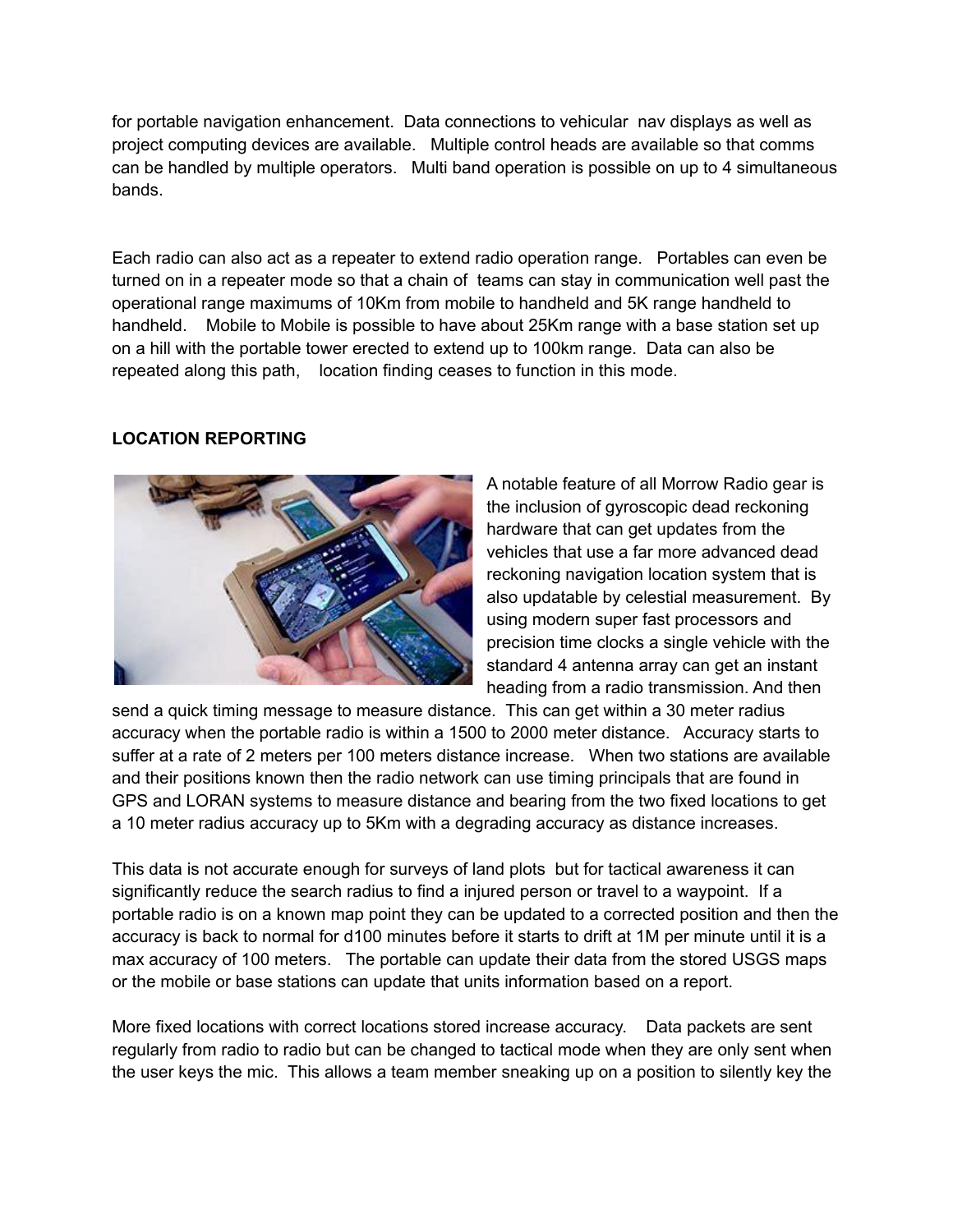for portable navigation enhancement.  Data connections to vehicular  nav displays as well as project computing devices are available.   Multiple control heads are available so that comms can be handled by multiple operators.   Multi band operation is possible on up to 4 simultaneous bands.

Each radio can also act as a repeater to extend radio operation range.   Portables can even be turned on in a repeater mode so that a chain of  teams can stay in communication well past the operational range maximums of 10Km from mobile to handheld and 5K range handheld to handheld.    Mobile to Mobile is possible to have about 25Km range with a base station set up on a hill with the portable tower erected to extend up to 100km range.  Data can also be repeated along this path,    location finding ceases to function in this mode.

**LOCATION REPORTING**

A notable feature of all Morrow Radio gear is the inclusion of gyroscopic dead reckoning hardware that can get updates from the vehicles that use a far more advanced dead reckoning navigation location system that is also updatable by celestial measurement.  By using modern super fast processors and precision time clocks a single vehicle with the standard 4 antenna array can get an instant heading from a radio transmission. And then send a quick timing message to measure distance.  This can get within a 30 meter radius accuracy when the portable radio is within a 1500 to 2000 meter distance.   Accuracy starts to suffer at a rate of 2 meters per 100 meters distance increase.   When two stations are available and their positions known then the radio network can use timing principals that are found in GPS and LORAN systems to measure distance and bearing from the two fixed locations to get a 10 meter radius accuracy up to 5Km with a degrading accuracy as distance increases.

This data is not accurate enough for surveys of land plots  but for tactical awareness it can significantly reduce the search radius to find a injured person or travel to a waypoint.  If a portable radio is on a known map point they can be updated to a corrected position and then the accuracy is back to normal for d100 minutes before it starts to drift at 1M per minute until it is a max accuracy of 100 meters.   The portable can update their data from the stored USGS maps or the mobile or base stations can update that units information based on a report.

More fixed locations with correct locations stored increase accuracy.    Data packets are sent regularly from radio to radio but can be changed to tactical mode when they are only sent when the user keys the mic.  This allows a team member sneaking up on a position to silently key the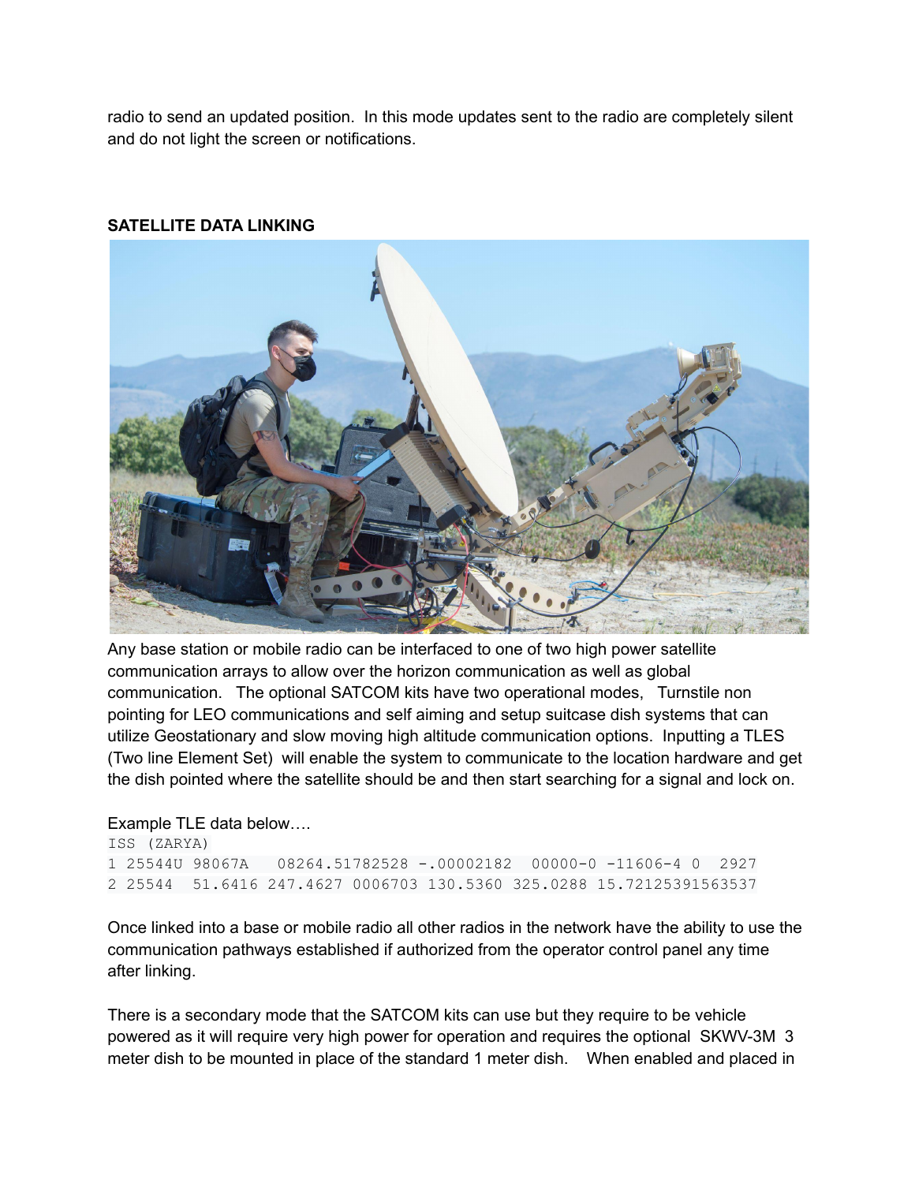radio to send an updated position.  In this mode updates sent to the radio are completely silent and do not light the screen or notifications.

**SATELLITE DATA LINKING**

Any base station or mobile radio can be interfaced to one of two high power satellite communication arrays to allow over the horizon communication as well as global communication.   The optional SATCOM kits have two operational modes,   Turnstile non pointing for LEO communications and self aiming and setup suitcase dish systems that can utilize Geostationary and slow moving high altitude communication options.  Inputting a TLES (Two line Element Set)  will enable the system to communicate to the location hardware and get the dish pointed where the satellite should be and then start searching for a signal and lock on.

Example TLE data below….

```
ISS (ZARYA)
1 25544U 98067A   08264.51782528 -.00002182  00000-0 -11606-4 0  2927
2 25544  51.6416 247.4627 0006703 130.5360 325.0288 15.72125391563537
```

Once linked into a base or mobile radio all other radios in the network have the ability to use the communication pathways established if authorized from the operator control panel any time after linking.

There is a secondary mode that the SATCOM kits can use but they require to be vehicle powered as it will require very high power for operation and requires the optional  SKWV-3M  3 meter dish to be mounted in place of the standard 1 meter dish.    When enabled and placed in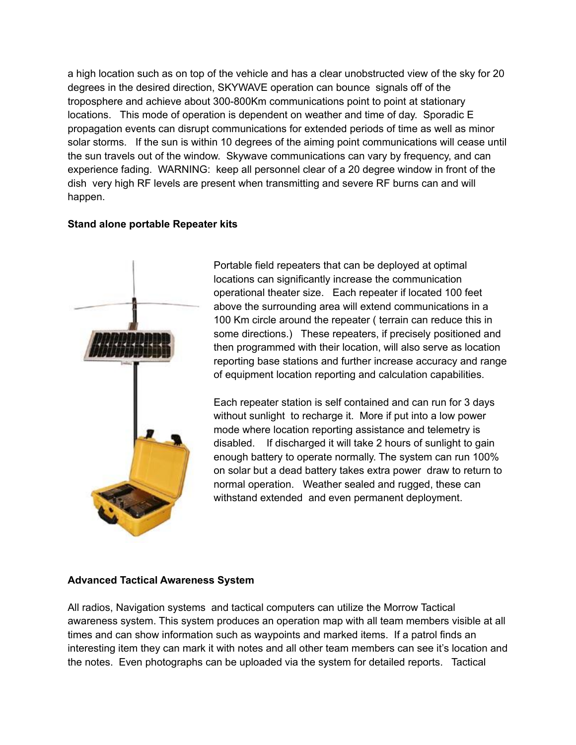a high location such as on top of the vehicle and has a clear unobstructed view of the sky for 20 degrees in the desired direction, SKYWAVE operation can bounce signals off of the troposphere and achieve about 300-800Km communications point to point at stationary locations. This mode of operation is dependent on weather and time of day. Sporadic E propagation events can disrupt communications for extended periods of time as well as minor solar storms. If the sun is within 10 degrees of the aiming point communications will cease until the sun travels out of the window. Skywave communications can vary by frequency, and can experience fading. WARNING: keep all personnel clear of a 20 degree window in front of the dish very high RF levels are present when transmitting and severe RF burns can and will happen.

**Stand alone portable Repeater kits**

Portable field repeaters that can be deployed at optimal locations can significantly increase the communication operational theater size. Each repeater if located 100 feet above the surrounding area will extend communications in a 100 Km circle around the repeater ( terrain can reduce this in some directions.) These repeaters, if precisely positioned and then programmed with their location, will also serve as location reporting base stations and further increase accuracy and range of equipment location reporting and calculation capabilities.

Each repeater station is self contained and can run for 3 days without sunlight to recharge it. More if put into a low power mode where location reporting assistance and telemetry is disabled. If discharged it will take 2 hours of sunlight to gain enough battery to operate normally. The system can run 100% on solar but a dead battery takes extra power draw to return to normal operation. Weather sealed and rugged, these can withstand extended and even permanent deployment.

**Advanced Tactical Awareness System**

All radios, Navigation systems and tactical computers can utilize the Morrow Tactical awareness system. This system produces an operation map with all team members visible at all times and can show information such as waypoints and marked items. If a patrol finds an interesting item they can mark it with notes and all other team members can see it's location and the notes. Even photographs can be uploaded via the system for detailed reports. Tactical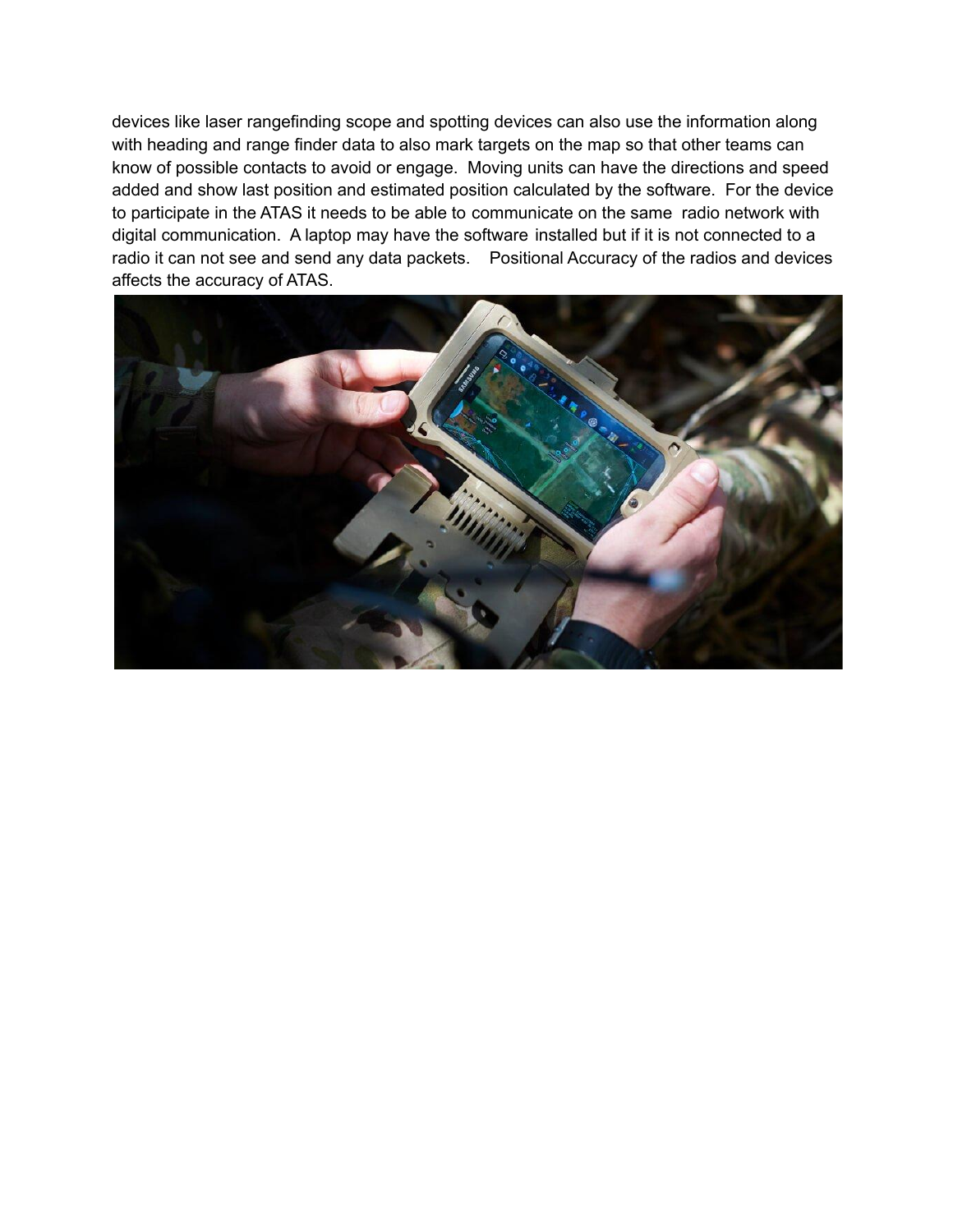devices like laser rangefinding scope and spotting devices can also use the information along with heading and range finder data to also mark targets on the map so that other teams can know of possible contacts to avoid or engage. Moving units can have the directions and speed added and show last position and estimated position calculated by the software. For the device to participate in the ATAS it needs to be able to communicate on the same radio network with digital communication. A laptop may have the software installed but if it is not connected to a radio it can not see and send any data packets. Positional Accuracy of the radios and devices affects the accuracy of ATAS.